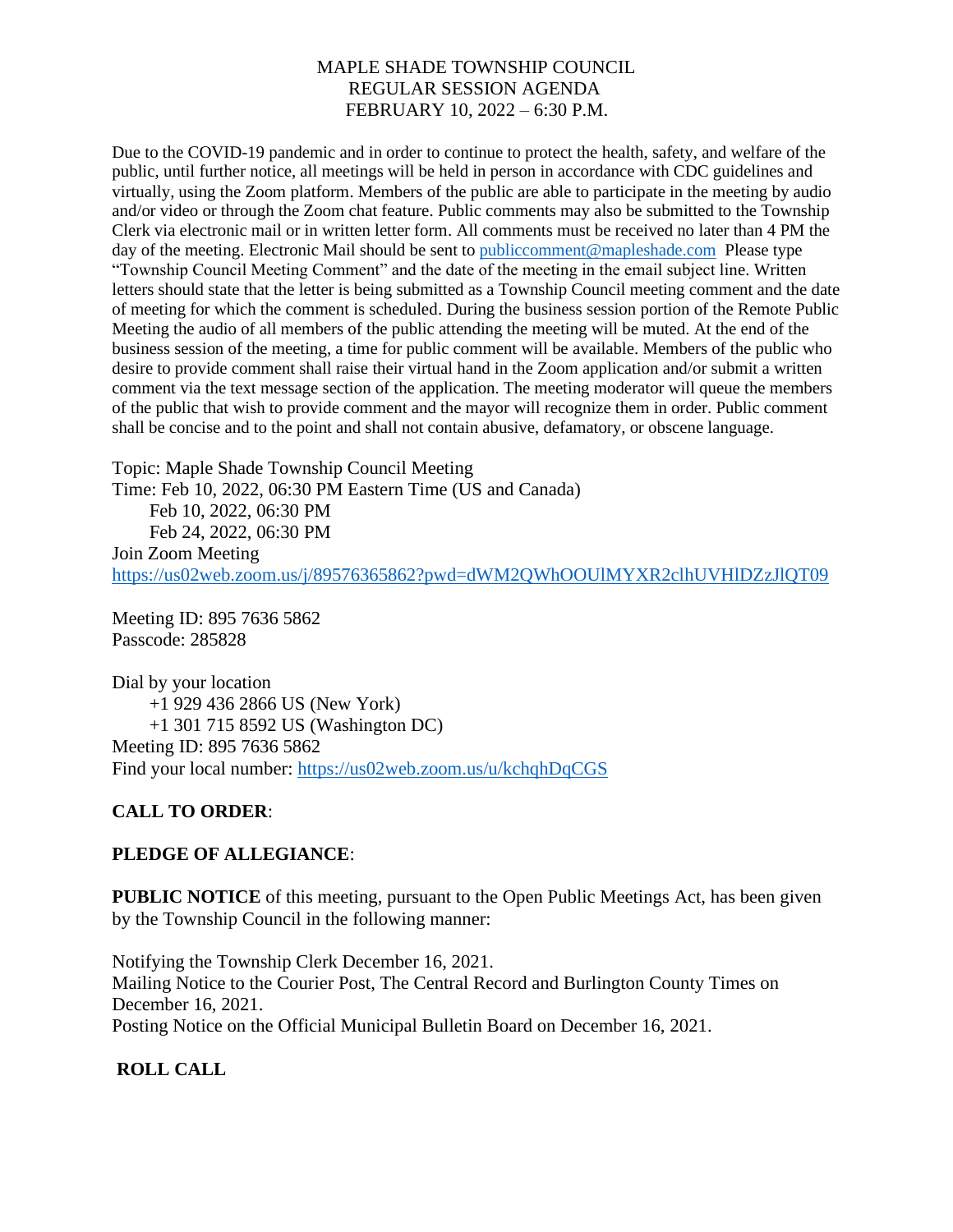# MAPLE SHADE TOWNSHIP COUNCIL
## REGULAR SESSION AGENDA
## FEBRUARY 10, 2022 – 6:30 P.M.

Due to the COVID-19 pandemic and in order to continue to protect the health, safety, and welfare of the public, until further notice, all meetings will be held in person in accordance with CDC guidelines and virtually, using the Zoom platform. Members of the public are able to participate in the meeting by audio and/or video or through the Zoom chat feature. Public comments may also be submitted to the Township Clerk via electronic mail or in written letter form. All comments must be received no later than 4 PM the day of the meeting. Electronic Mail should be sent to publiccomment@mapleshade.com Please type "Township Council Meeting Comment" and the date of the meeting in the email subject line. Written letters should state that the letter is being submitted as a Township Council meeting comment and the date of meeting for which the comment is scheduled. During the business session portion of the Remote Public Meeting the audio of all members of the public attending the meeting will be muted. At the end of the business session of the meeting, a time for public comment will be available. Members of the public who desire to provide comment shall raise their virtual hand in the Zoom application and/or submit a written comment via the text message section of the application. The meeting moderator will queue the members of the public that wish to provide comment and the mayor will recognize them in order. Public comment shall be concise and to the point and shall not contain abusive, defamatory, or obscene language.

Topic: Maple Shade Township Council Meeting
Time: Feb 10, 2022, 06:30 PM Eastern Time (US and Canada)
Feb 10, 2022, 06:30 PM
Feb 24, 2022, 06:30 PM
Join Zoom Meeting
https://us02web.zoom.us/j/89576365862?pwd=dWM2QWhOOUlMYXR2clhUVHlDZzJlQT09

Meeting ID: 895 7636 5862
Passcode: 285828

Dial by your location
+1 929 436 2866 US (New York)
+1 301 715 8592 US (Washington DC)
Meeting ID: 895 7636 5862
Find your local number: https://us02web.zoom.us/u/kchqhDqCGS

**CALL TO ORDER**:

**PLEDGE OF ALLEGIANCE**:

**PUBLIC NOTICE** of this meeting, pursuant to the Open Public Meetings Act, has been given by the Township Council in the following manner:

Notifying the Township Clerk December 16, 2021.
Mailing Notice to the Courier Post, The Central Record and Burlington County Times on December 16, 2021.
Posting Notice on the Official Municipal Bulletin Board on December 16, 2021.

**ROLL CALL**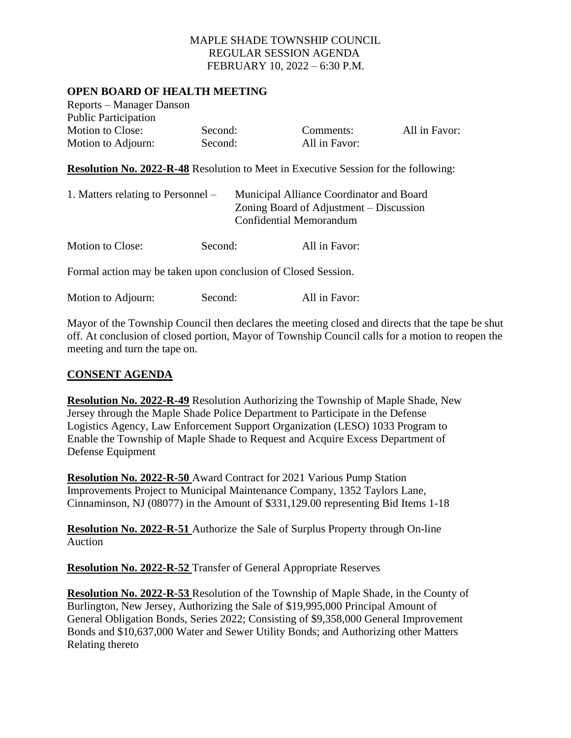MAPLE SHADE TOWNSHIP COUNCIL
REGULAR SESSION AGENDA
FEBRUARY 10, 2022 – 6:30 P.M.

**OPEN BOARD OF HEALTH MEETING**

Reports – Manager Danson
Public Participation

| | | | |
|---|---|---|---|
| Motion to Close: | Second: | Comments: | All in Favor: |
| Motion to Adjourn: | Second: | All in Favor: | |

**Resolution No. 2022-R-48** Resolution to Meet in Executive Session for the following:

1. Matters relating to Personnel – Municipal Alliance Coordinator and Board
   Zoning Board of Adjustment – Discussion
   Confidential Memorandum

| | | |
|---|---|---|
| Motion to Close: | Second: | All in Favor: |

Formal action may be taken upon conclusion of Closed Session.

| | | |
|---|---|---|
| Motion to Adjourn: | Second: | All in Favor: |

Mayor of the Township Council then declares the meeting closed and directs that the tape be shut off. At conclusion of closed portion, Mayor of Township Council calls for a motion to reopen the meeting and turn the tape on.

## CONSENT AGENDA

**Resolution No. 2022-R-49** Resolution Authorizing the Township of Maple Shade, New Jersey through the Maple Shade Police Department to Participate in the Defense Logistics Agency, Law Enforcement Support Organization (LESO) 1033 Program to Enable the Township of Maple Shade to Request and Acquire Excess Department of Defense Equipment

**Resolution No. 2022-R-50** Award Contract for 2021 Various Pump Station Improvements Project to Municipal Maintenance Company, 1352 Taylors Lane, Cinnaminson, NJ (08077) in the Amount of $331,129.00 representing Bid Items 1-18

**Resolution No. 2022-R-51** Authorize the Sale of Surplus Property through On-line Auction

**Resolution No. 2022-R-52** Transfer of General Appropriate Reserves

**Resolution No. 2022-R-53** Resolution of the Township of Maple Shade, in the County of Burlington, New Jersey, Authorizing the Sale of $19,995,000 Principal Amount of General Obligation Bonds, Series 2022; Consisting of $9,358,000 General Improvement Bonds and $10,637,000 Water and Sewer Utility Bonds; and Authorizing other Matters Relating thereto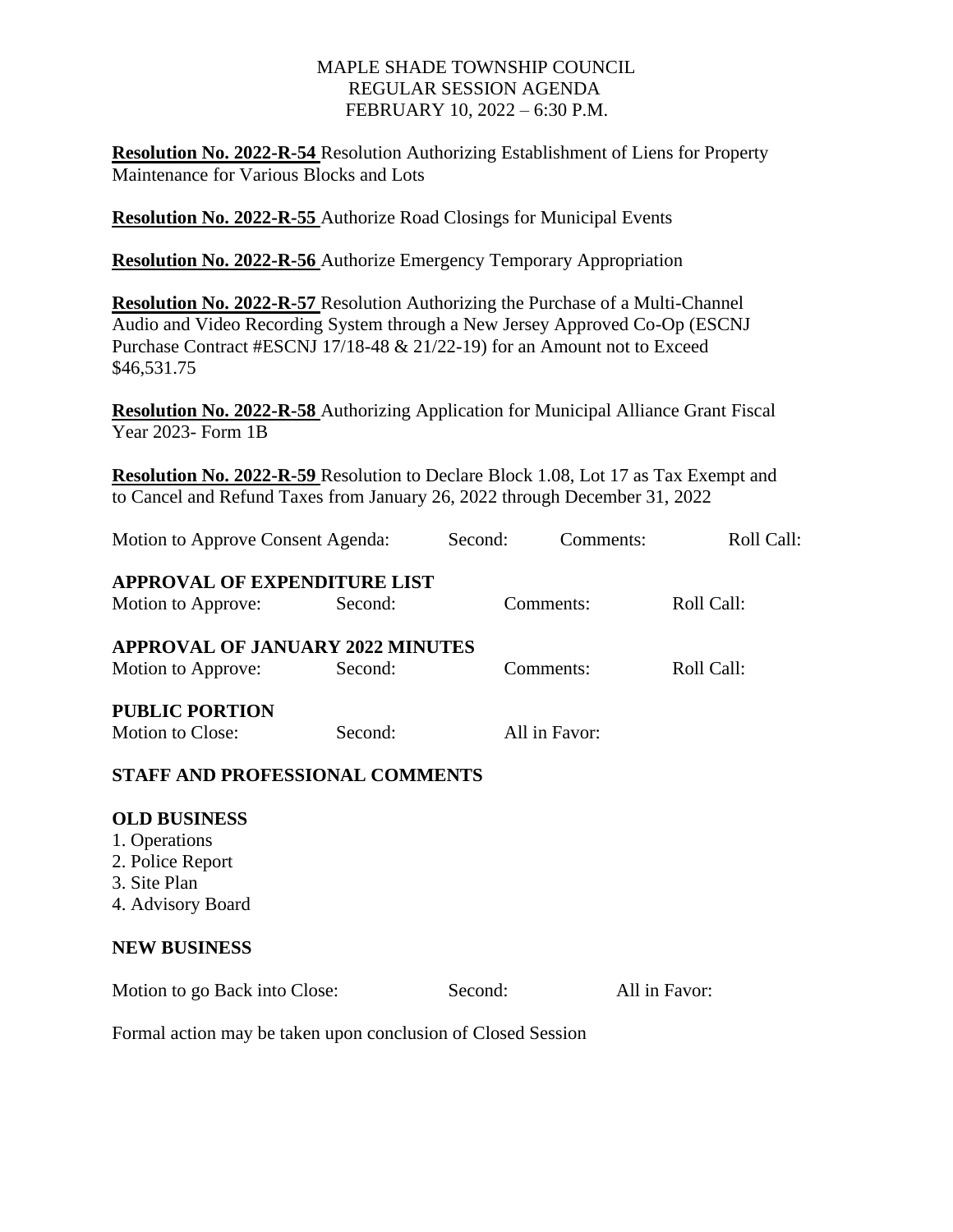MAPLE SHADE TOWNSHIP COUNCIL
REGULAR SESSION AGENDA
FEBRUARY 10, 2022 – 6:30 P.M.

**Resolution No. 2022-R-54** Resolution Authorizing Establishment of Liens for Property Maintenance for Various Blocks and Lots

**Resolution No. 2022-R-55** Authorize Road Closings for Municipal Events

**Resolution No. 2022-R-56** Authorize Emergency Temporary Appropriation

**Resolution No. 2022-R-57** Resolution Authorizing the Purchase of a Multi-Channel Audio and Video Recording System through a New Jersey Approved Co-Op (ESCNJ Purchase Contract #ESCNJ 17/18-48 & 21/22-19) for an Amount not to Exceed $46,531.75

**Resolution No. 2022-R-58** Authorizing Application for Municipal Alliance Grant Fiscal Year 2023- Form 1B

**Resolution No. 2022-R-59** Resolution to Declare Block 1.08, Lot 17 as Tax Exempt and to Cancel and Refund Taxes from January 26, 2022 through December 31, 2022

Motion to Approve Consent Agenda: Second: Comments: Roll Call:

**APPROVAL OF EXPENDITURE LIST**

Motion to Approve: Second: Comments: Roll Call:

**APPROVAL OF JANUARY 2022 MINUTES**

Motion to Approve: Second: Comments: Roll Call:

**PUBLIC PORTION**

Motion to Close: Second: All in Favor:

**STAFF AND PROFESSIONAL COMMENTS**

**OLD BUSINESS**

1. Operations
2. Police Report
3. Site Plan
4. Advisory Board

**NEW BUSINESS**

Motion to go Back into Close: Second: All in Favor:

Formal action may be taken upon conclusion of Closed Session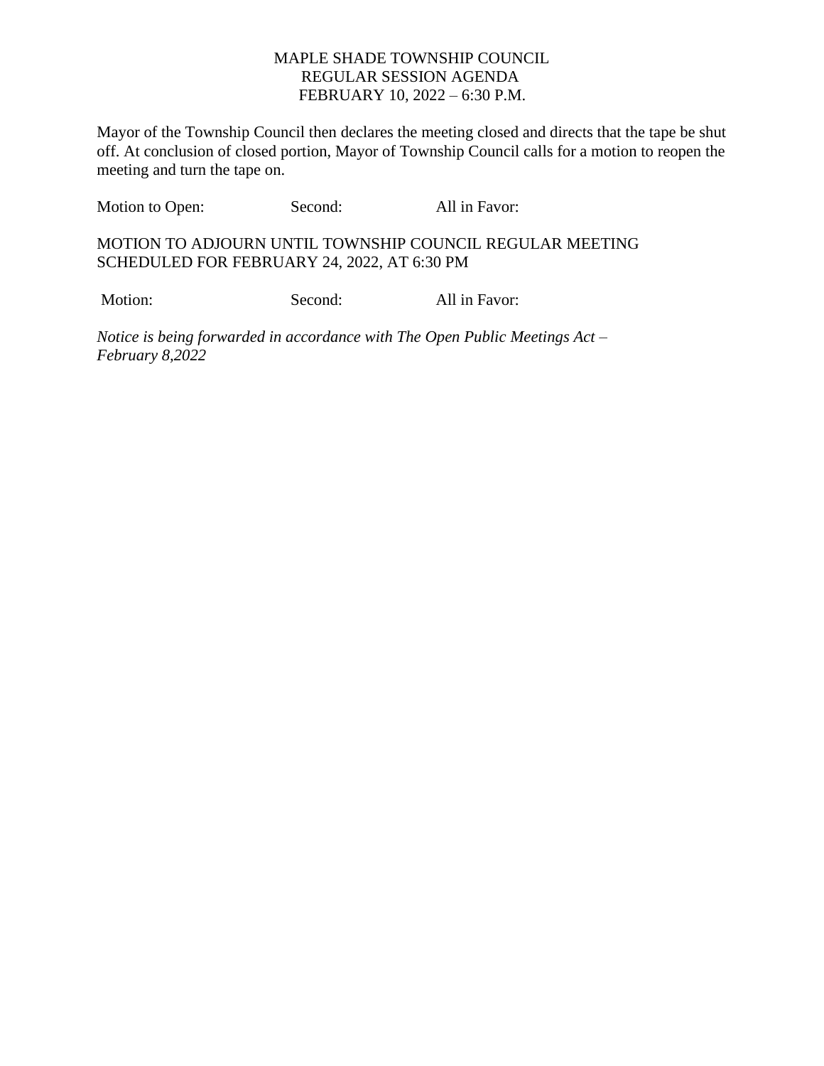MAPLE SHADE TOWNSHIP COUNCIL
REGULAR SESSION AGENDA
FEBRUARY 10, 2022 – 6:30 P.M.

Mayor of the Township Council then declares the meeting closed and directs that the tape be shut off. At conclusion of closed portion, Mayor of Township Council calls for a motion to reopen the meeting and turn the tape on.

Motion to Open: Second: All in Favor:

MOTION TO ADJOURN UNTIL TOWNSHIP COUNCIL REGULAR MEETING SCHEDULED FOR FEBRUARY 24, 2022, AT 6:30 PM

Motion: Second: All in Favor:

*Notice is being forwarded in accordance with The Open Public Meetings Act – February 8,2022*